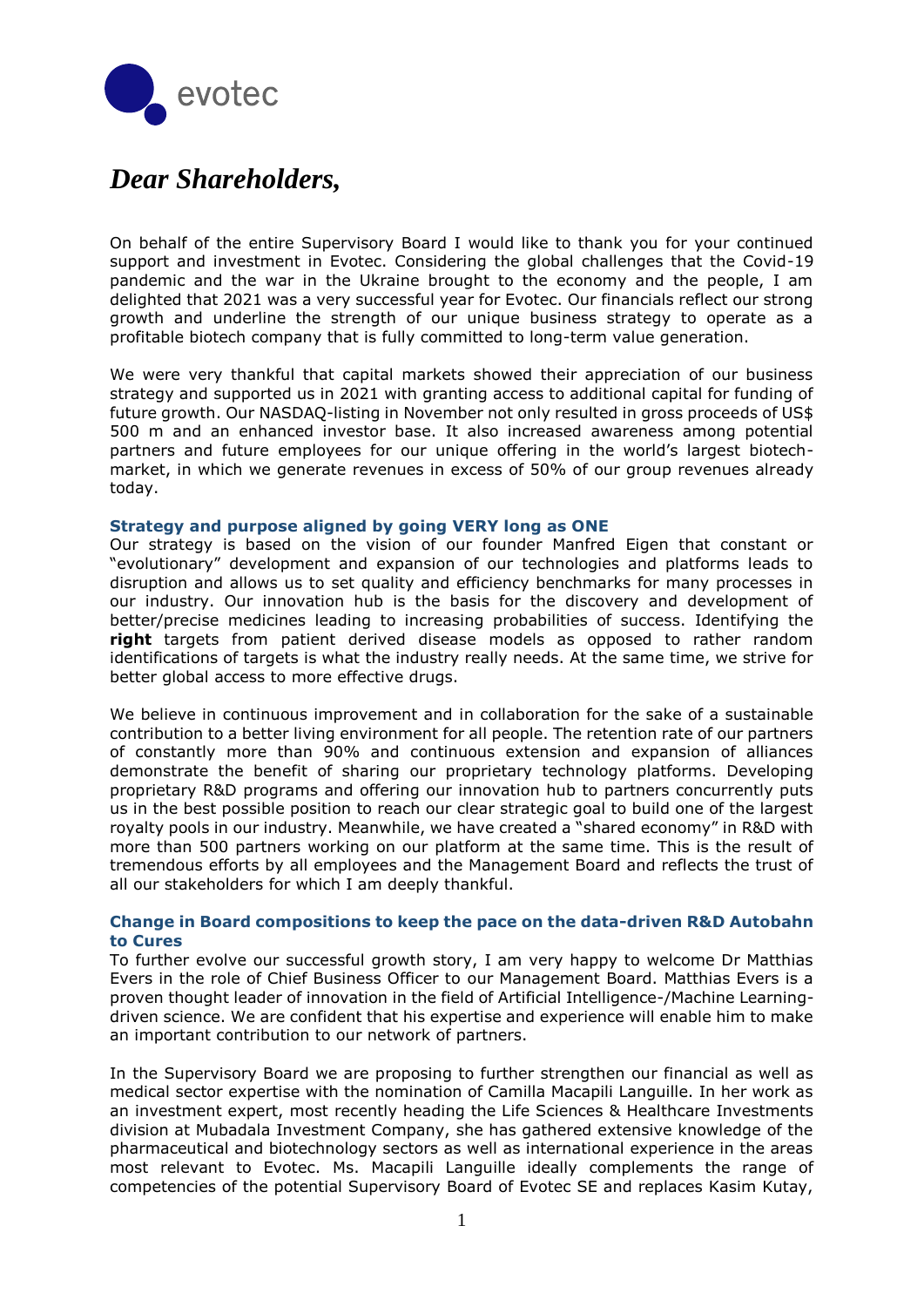# *Dear Shareholders,*

On behalf of the entire Supervisory Board I would like to thank you for your continued support and investment in Evotec. Considering the global challenges that the Covid-19 pandemic and the war in the Ukraine brought to the economy and the people, I am delighted that 2021 was a very successful year for Evotec. Our financials reflect our strong growth and underline the strength of our unique business strategy to operate as a profitable biotech company that is fully committed to long-term value generation.

We were very thankful that capital markets showed their appreciation of our business strategy and supported us in 2021 with granting access to additional capital for funding of future growth. Our NASDAQ-listing in November not only resulted in gross proceeds of US$ 500 m and an enhanced investor base. It also increased awareness among potential partners and future employees for our unique offering in the world's largest biotech-market, in which we generate revenues in excess of 50% of our group revenues already today.

### Strategy and purpose aligned by going VERY long as ONE

Our strategy is based on the vision of our founder Manfred Eigen that constant or "evolutionary" development and expansion of our technologies and platforms leads to disruption and allows us to set quality and efficiency benchmarks for many processes in our industry. Our innovation hub is the basis for the discovery and development of better/precise medicines leading to increasing probabilities of success. Identifying the **right** targets from patient derived disease models as opposed to rather random identifications of targets is what the industry really needs. At the same time, we strive for better global access to more effective drugs.

We believe in continuous improvement and in collaboration for the sake of a sustainable contribution to a better living environment for all people. The retention rate of our partners of constantly more than 90% and continuous extension and expansion of alliances demonstrate the benefit of sharing our proprietary technology platforms. Developing proprietary R&D programs and offering our innovation hub to partners concurrently puts us in the best possible position to reach our clear strategic goal to build one of the largest royalty pools in our industry. Meanwhile, we have created a "shared economy" in R&D with more than 500 partners working on our platform at the same time. This is the result of tremendous efforts by all employees and the Management Board and reflects the trust of all our stakeholders for which I am deeply thankful.

### Change in Board compositions to keep the pace on the data-driven R&D Autobahn to Cures

To further evolve our successful growth story, I am very happy to welcome Dr Matthias Evers in the role of Chief Business Officer to our Management Board. Matthias Evers is a proven thought leader of innovation in the field of Artificial Intelligence-/Machine Learning-driven science. We are confident that his expertise and experience will enable him to make an important contribution to our network of partners.

In the Supervisory Board we are proposing to further strengthen our financial as well as medical sector expertise with the nomination of Camilla Macapili Languille. In her work as an investment expert, most recently heading the Life Sciences & Healthcare Investments division at Mubadala Investment Company, she has gathered extensive knowledge of the pharmaceutical and biotechnology sectors as well as international experience in the areas most relevant to Evotec. Ms. Macapili Languille ideally complements the range of competencies of the potential Supervisory Board of Evotec SE and replaces Kasim Kutay,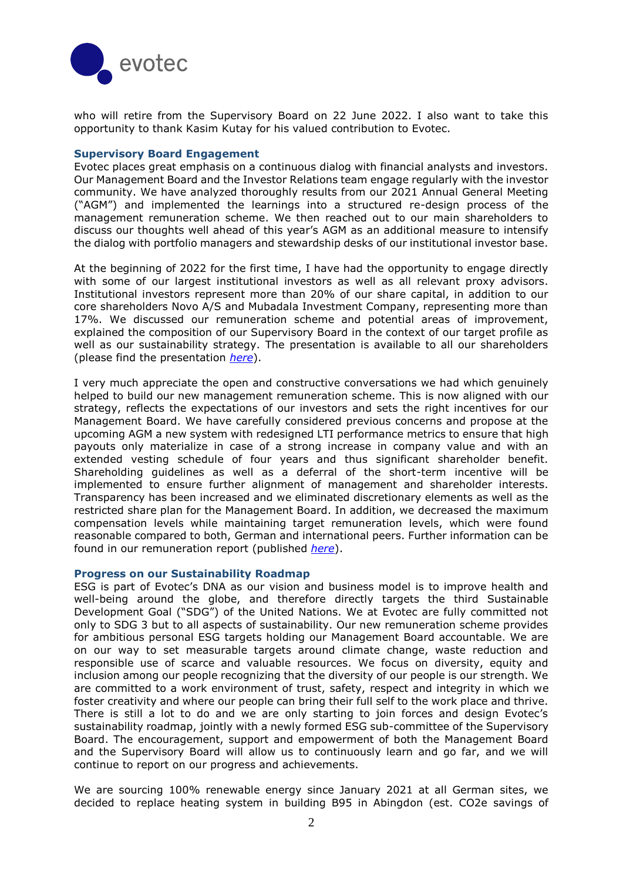who will retire from the Supervisory Board on 22 June 2022. I also want to take this opportunity to thank Kasim Kutay for his valued contribution to Evotec.

### Supervisory Board Engagement

Evotec places great emphasis on a continuous dialog with financial analysts and investors. Our Management Board and the Investor Relations team engage regularly with the investor community. We have analyzed thoroughly results from our 2021 Annual General Meeting ("AGM") and implemented the learnings into a structured re-design process of the management remuneration scheme. We then reached out to our main shareholders to discuss our thoughts well ahead of this year's AGM as an additional measure to intensify the dialog with portfolio managers and stewardship desks of our institutional investor base.

At the beginning of 2022 for the first time, I have had the opportunity to engage directly with some of our largest institutional investors as well as all relevant proxy advisors. Institutional investors represent more than 20% of our share capital, in addition to our core shareholders Novo A/S and Mubadala Investment Company, representing more than 17%. We discussed our remuneration scheme and potential areas of improvement, explained the composition of our Supervisory Board in the context of our target profile as well as our sustainability strategy. The presentation is available to all our shareholders (please find the presentation *here*).

I very much appreciate the open and constructive conversations we had which genuinely helped to build our new management remuneration scheme. This is now aligned with our strategy, reflects the expectations of our investors and sets the right incentives for our Management Board. We have carefully considered previous concerns and propose at the upcoming AGM a new system with redesigned LTI performance metrics to ensure that high payouts only materialize in case of a strong increase in company value and with an extended vesting schedule of four years and thus significant shareholder benefit. Shareholding guidelines as well as a deferral of the short-term incentive will be implemented to ensure further alignment of management and shareholder interests. Transparency has been increased and we eliminated discretionary elements as well as the restricted share plan for the Management Board. In addition, we decreased the maximum compensation levels while maintaining target remuneration levels, which were found reasonable compared to both, German and international peers. Further information can be found in our remuneration report (published *here*).

### Progress on our Sustainability Roadmap

ESG is part of Evotec's DNA as our vision and business model is to improve health and well-being around the globe, and therefore directly targets the third Sustainable Development Goal ("SDG") of the United Nations. We at Evotec are fully committed not only to SDG 3 but to all aspects of sustainability. Our new remuneration scheme provides for ambitious personal ESG targets holding our Management Board accountable. We are on our way to set measurable targets around climate change, waste reduction and responsible use of scarce and valuable resources. We focus on diversity, equity and inclusion among our people recognizing that the diversity of our people is our strength. We are committed to a work environment of trust, safety, respect and integrity in which we foster creativity and where our people can bring their full self to the work place and thrive. There is still a lot to do and we are only starting to join forces and design Evotec's sustainability roadmap, jointly with a newly formed ESG sub-committee of the Supervisory Board. The encouragement, support and empowerment of both the Management Board and the Supervisory Board will allow us to continuously learn and go far, and we will continue to report on our progress and achievements.

We are sourcing 100% renewable energy since January 2021 at all German sites, we decided to replace heating system in building B95 in Abingdon (est. $CO_2e$ savings of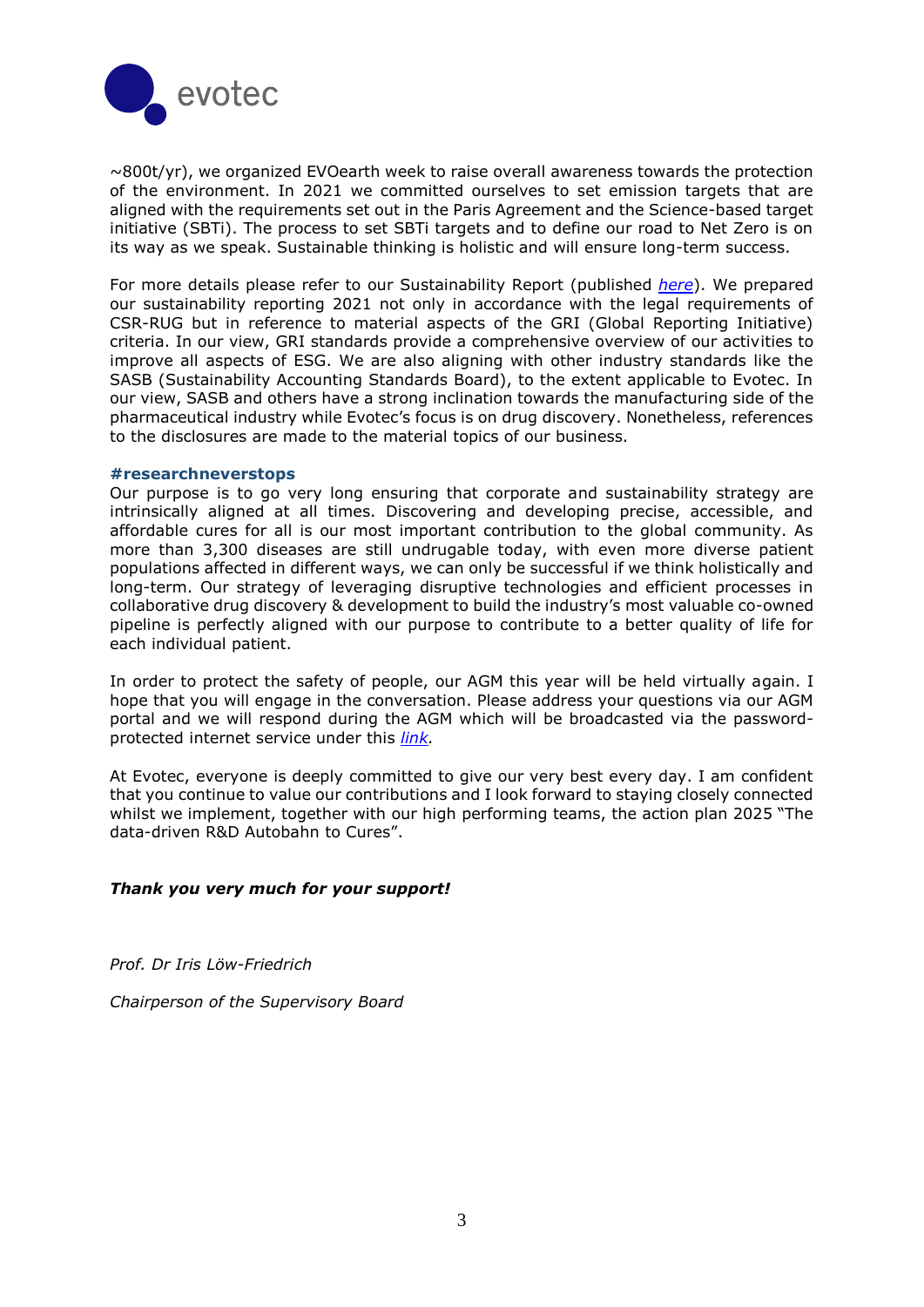~800t/yr), we organized EVOearth week to raise overall awareness towards the protection of the environment. In 2021 we committed ourselves to set emission targets that are aligned with the requirements set out in the Paris Agreement and the Science-based target initiative (SBTi). The process to set SBTi targets and to define our road to Net Zero is on its way as we speak. Sustainable thinking is holistic and will ensure long-term success.

For more details please refer to our Sustainability Report (published *here*). We prepared our sustainability reporting 2021 not only in accordance with the legal requirements of CSR-RUG but in reference to material aspects of the GRI (Global Reporting Initiative) criteria. In our view, GRI standards provide a comprehensive overview of our activities to improve all aspects of ESG. We are also aligning with other industry standards like the SASB (Sustainability Accounting Standards Board), to the extent applicable to Evotec. In our view, SASB and others have a strong inclination towards the manufacturing side of the pharmaceutical industry while Evotec's focus is on drug discovery. Nonetheless, references to the disclosures are made to the material topics of our business.

**#researchneverstops**

Our purpose is to go very long ensuring that corporate and sustainability strategy are intrinsically aligned at all times. Discovering and developing precise, accessible, and affordable cures for all is our most important contribution to the global community. As more than 3,300 diseases are still undrugable today, with even more diverse patient populations affected in different ways, we can only be successful if we think holistically and long-term. Our strategy of leveraging disruptive technologies and efficient processes in collaborative drug discovery & development to build the industry's most valuable co-owned pipeline is perfectly aligned with our purpose to contribute to a better quality of life for each individual patient.

In order to protect the safety of people, our AGM this year will be held virtually again. I hope that you will engage in the conversation. Please address your questions via our AGM portal and we will respond during the AGM which will be broadcasted via the password-protected internet service under this *link*.

At Evotec, everyone is deeply committed to give our very best every day. I am confident that you continue to value our contributions and I look forward to staying closely connected whilst we implement, together with our high performing teams, the action plan 2025 "The data-driven R&D Autobahn to Cures".

***Thank you very much for your support!***

*Prof. Dr Iris Löw-Friedrich*

*Chairperson of the Supervisory Board*